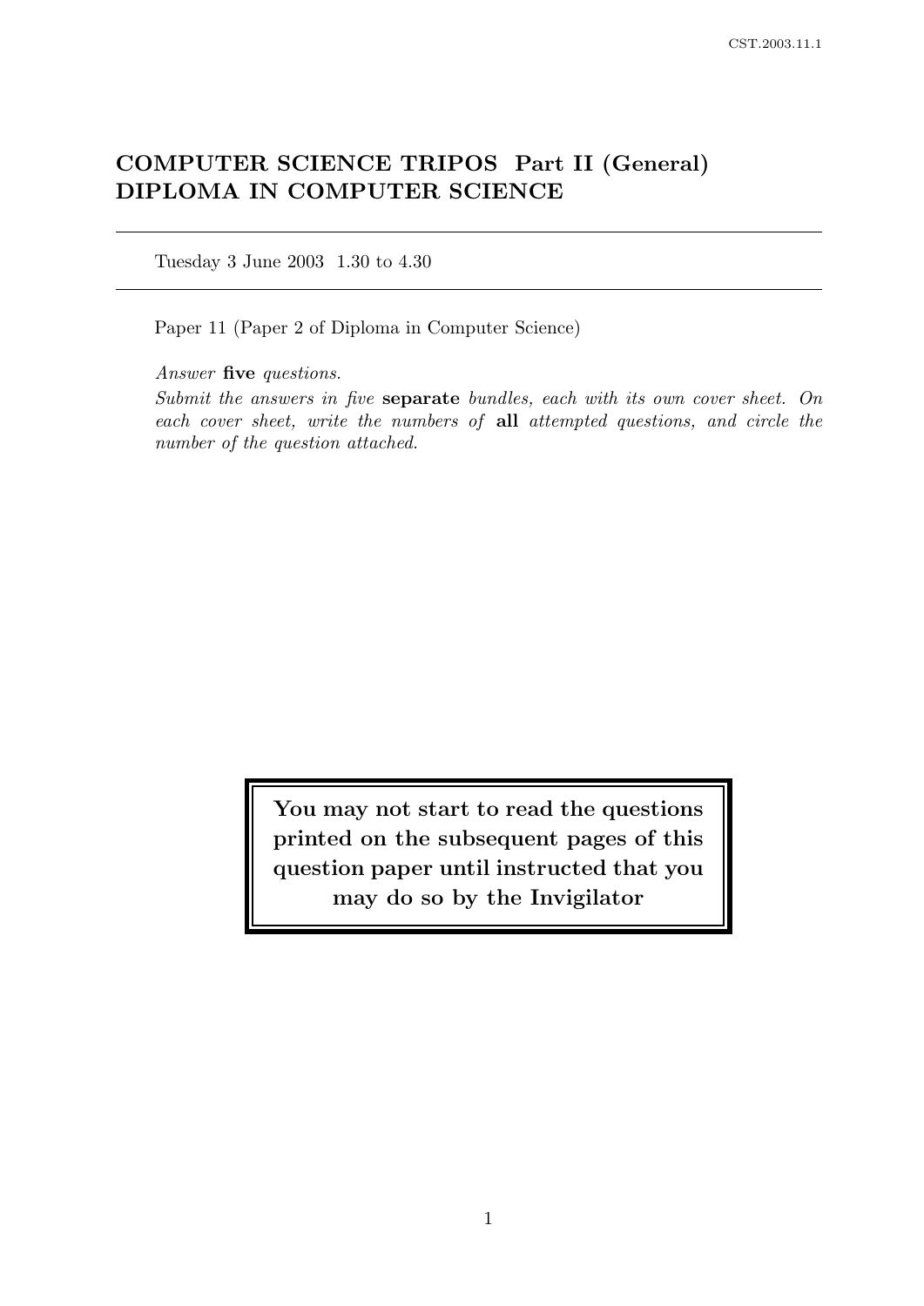# COMPUTER SCIENCE TRIPOS Part II (General)
# DIPLOMA IN COMPUTER SCIENCE

---

Tuesday 3 June 2003 1.30 to 4.30

---

Paper 11 (Paper 2 of Diploma in Computer Science)

*Answer* **five** *questions.*

*Submit the answers in five* **separate** *bundles, each with its own cover sheet. On each cover sheet, write the numbers of* **all** *attempted questions, and circle the number of the question attached.*

**You may not start to read the questions printed on the subsequent pages of this question paper until instructed that you may do so by the Invigilator**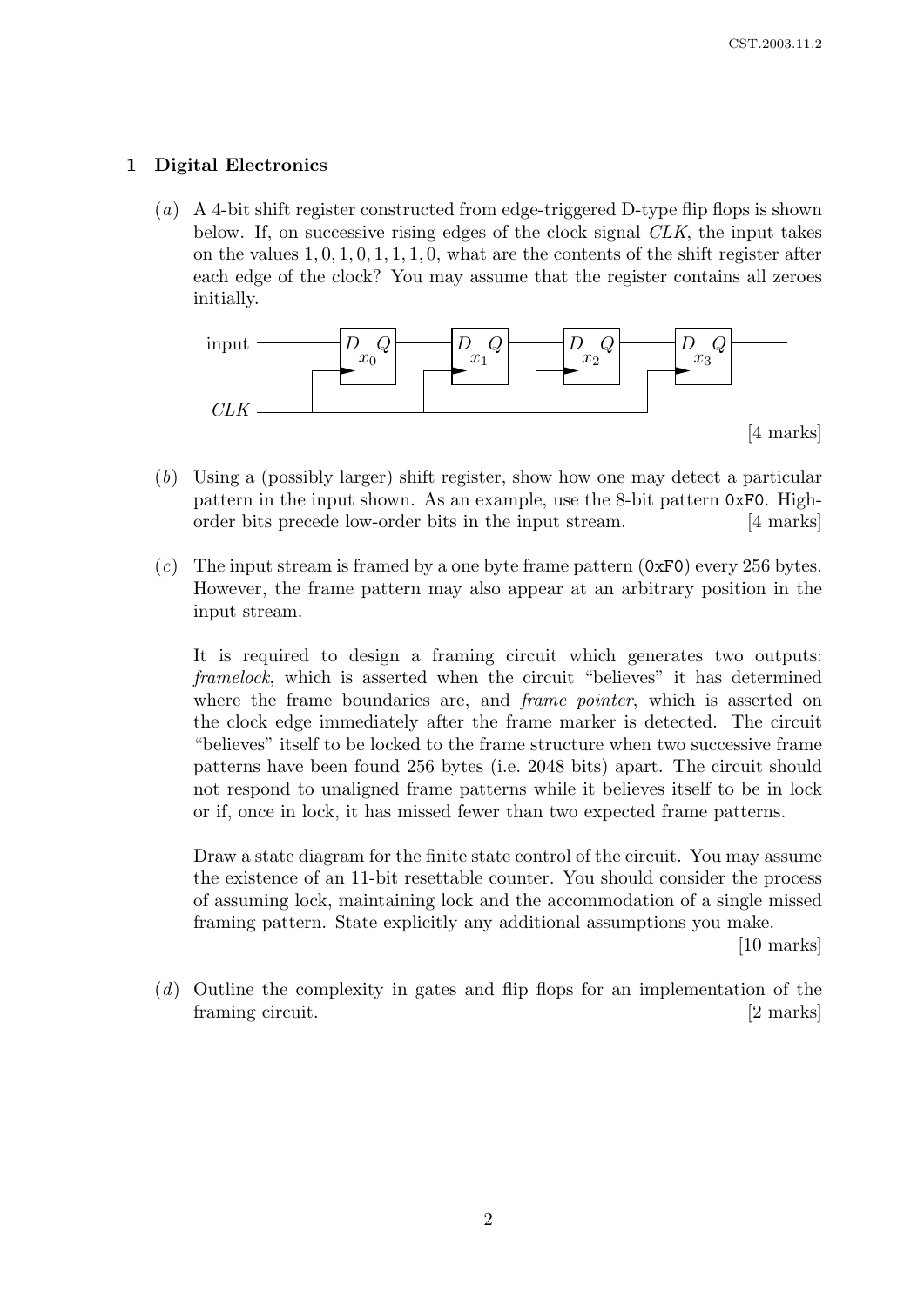## 1 Digital Electronics

(*a*) A 4-bit shift register constructed from edge-triggered D-type flip flops is shown below. If, on successive rising edges of the clock signal *CLK*, the input takes on the values 1, 0, 1, 0, 1, 1, 1, 0, what are the contents of the shift register after each edge of the clock? You may assume that the register contains all zeroes initially.

input → [D Q $x_0$] → [D Q $x_1$] → [D Q $x_2$] → [D Q $x_3$] →

*CLK* (to all clock inputs)

[4 marks]

(*b*) Using a (possibly larger) shift register, show how one may detect a particular pattern in the input shown. As an example, use the 8-bit pattern `0xF0`. High-order bits precede low-order bits in the input stream. [4 marks]

(*c*) The input stream is framed by a one byte frame pattern (`0xF0`) every 256 bytes. However, the frame pattern may also appear at an arbitrary position in the input stream.

It is required to design a framing circuit which generates two outputs: *framelock*, which is asserted when the circuit "believes" it has determined where the frame boundaries are, and *frame pointer*, which is asserted on the clock edge immediately after the frame marker is detected. The circuit "believes" itself to be locked to the frame structure when two successive frame patterns have been found 256 bytes (i.e. 2048 bits) apart. The circuit should not respond to unaligned frame patterns while it believes itself to be in lock or if, once in lock, it has missed fewer than two expected frame patterns.

Draw a state diagram for the finite state control of the circuit. You may assume the existence of an 11-bit resettable counter. You should consider the process of assuming lock, maintaining lock and the accommodation of a single missed framing pattern. State explicitly any additional assumptions you make.

[10 marks]

(*d*) Outline the complexity in gates and flip flops for an implementation of the framing circuit. [2 marks]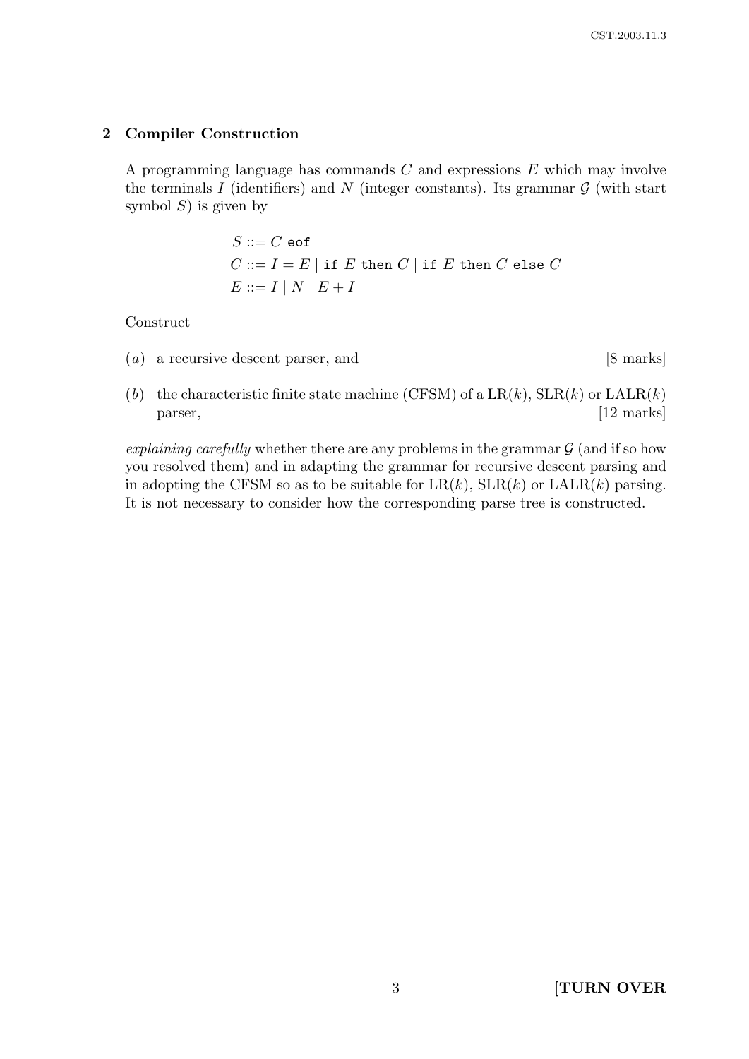## 2 Compiler Construction

A programming language has commands $C$ and expressions $E$ which may involve the terminals $I$ (identifiers) and $N$ (integer constants). Its grammar $\mathcal{G}$ (with start symbol $S$) is given by

$$
\begin{aligned}
S &::= C \ \texttt{eof} \\
C &::= I = E \mid \texttt{if}\ E\ \texttt{then}\ C \mid \texttt{if}\ E\ \texttt{then}\ C\ \texttt{else}\ C \\
E &::= I \mid N \mid E + I
\end{aligned}
$$

Construct

(*a*) a recursive descent parser, and [8 marks]

(*b*) the characteristic finite state machine (CFSM) of a LR($k$), SLR($k$) or LALR($k$) parser, [12 marks]

*explaining carefully* whether there are any problems in the grammar $\mathcal{G}$ (and if so how you resolved them) and in adapting the grammar for recursive descent parsing and in adopting the CFSM so as to be suitable for LR($k$), SLR($k$) or LALR($k$) parsing. It is not necessary to consider how the corresponding parse tree is constructed.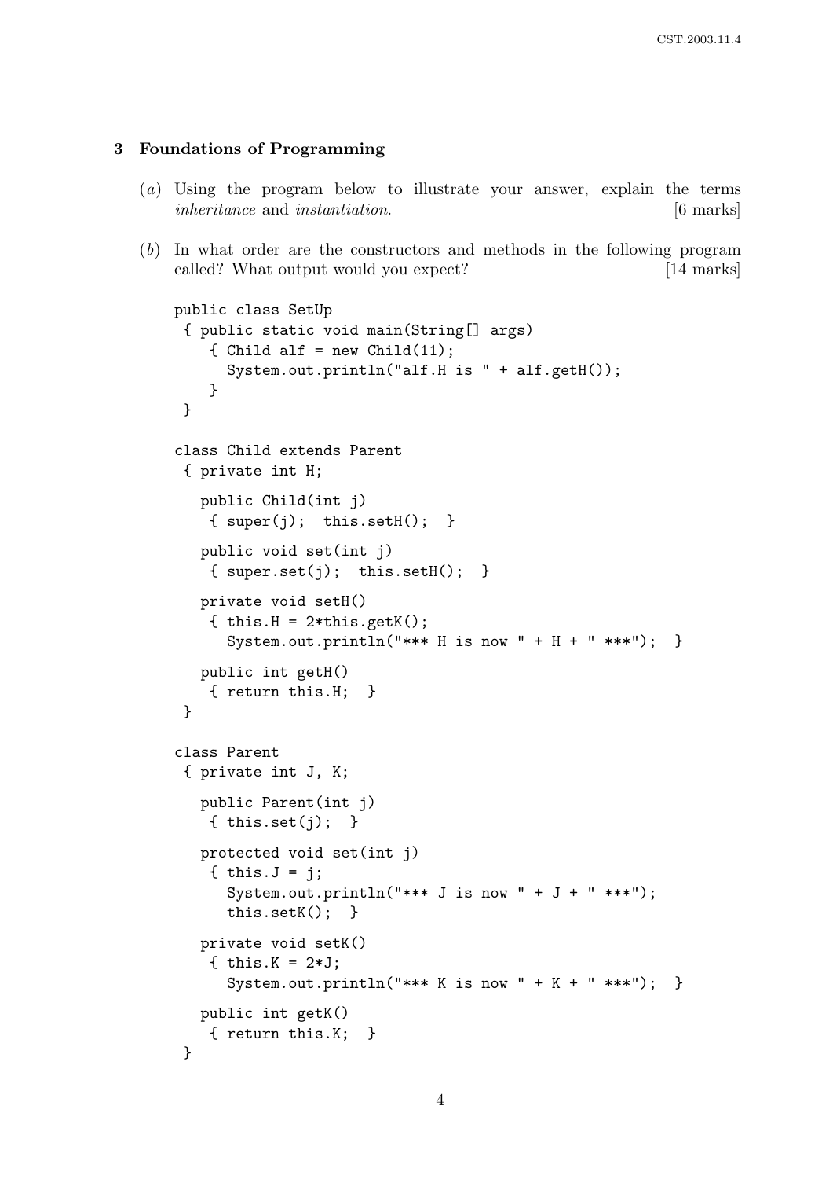## 3 Foundations of Programming

(*a*) Using the program below to illustrate your answer, explain the terms *inheritance* and *instantiation*. [6 marks]

(*b*) In what order are the constructors and methods in the following program called? What output would you expect? [14 marks]

```
public class SetUp
 { public static void main(String[] args)
    { Child alf = new Child(11);
      System.out.println("alf.H is " + alf.getH());
    }
 }

class Child extends Parent
 { private int H;

   public Child(int j)
    { super(j);  this.setH();  }

   public void set(int j)
    { super.set(j);  this.setH();  }

   private void setH()
    { this.H = 2*this.getK();
      System.out.println("*** H is now " + H + " ***");  }

   public int getH()
    { return this.H;  }
 }

class Parent
 { private int J, K;

   public Parent(int j)
    { this.set(j);  }

   protected void set(int j)
    { this.J = j;
      System.out.println("*** J is now " + J + " ***");
      this.setK();  }

   private void setK()
    { this.K = 2*J;
      System.out.println("*** K is now " + K + " ***");  }

   public int getK()
    { return this.K;  }
 }
```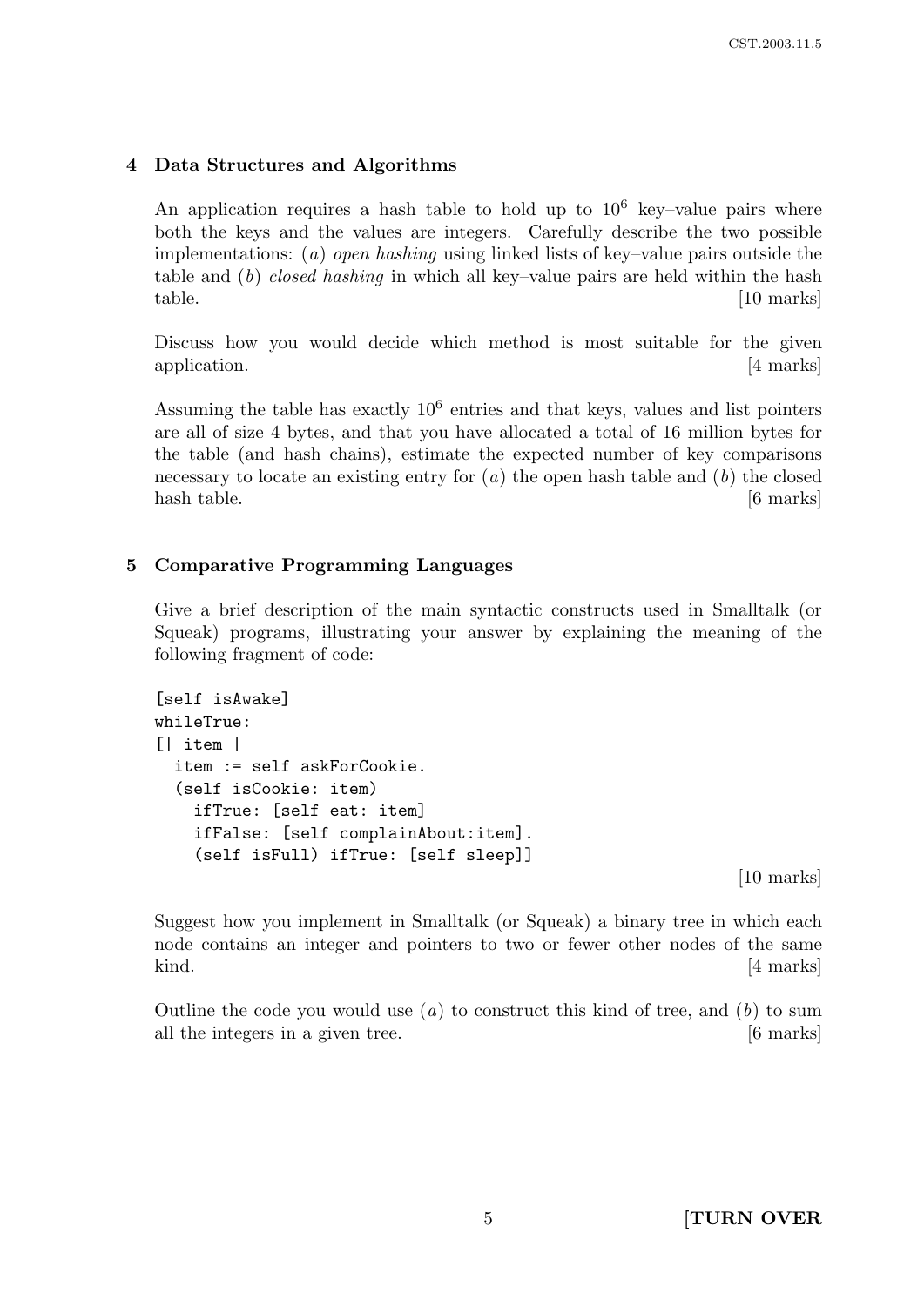## 4 Data Structures and Algorithms

An application requires a hash table to hold up to $10^6$ key–value pairs where both the keys and the values are integers. Carefully describe the two possible implementations: (*a*) *open hashing* using linked lists of key–value pairs outside the table and (*b*) *closed hashing* in which all key–value pairs are held within the hash table. [10 marks]

Discuss how you would decide which method is most suitable for the given application. [4 marks]

Assuming the table has exactly $10^6$ entries and that keys, values and list pointers are all of size 4 bytes, and that you have allocated a total of 16 million bytes for the table (and hash chains), estimate the expected number of key comparisons necessary to locate an existing entry for (*a*) the open hash table and (*b*) the closed hash table. [6 marks]

## 5 Comparative Programming Languages

Give a brief description of the main syntactic constructs used in Smalltalk (or Squeak) programs, illustrating your answer by explaining the meaning of the following fragment of code:

```
[self isAwake]
whileTrue:
[| item |
  item := self askForCookie.
  (self isCookie: item)
    ifTrue: [self eat: item]
    ifFalse: [self complainAbout:item].
    (self isFull) ifTrue: [self sleep]]
```

[10 marks]

Suggest how you implement in Smalltalk (or Squeak) a binary tree in which each node contains an integer and pointers to two or fewer other nodes of the same kind. [4 marks]

Outline the code you would use (*a*) to construct this kind of tree, and (*b*) to sum all the integers in a given tree. [6 marks]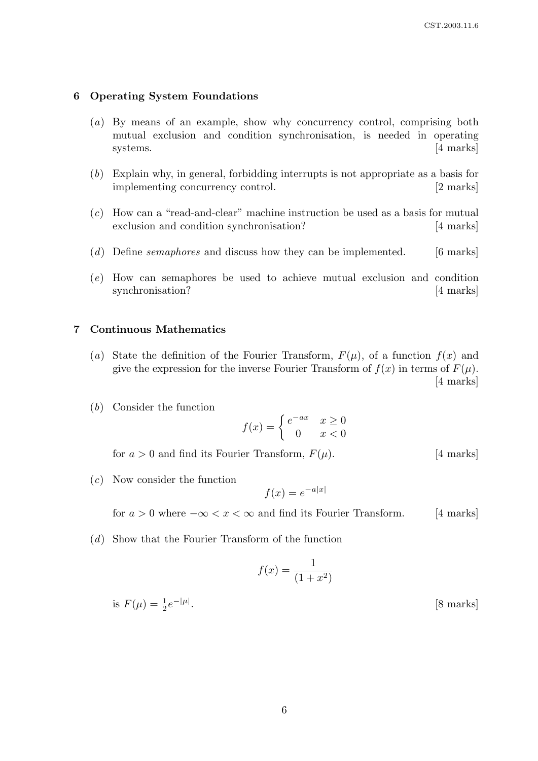## 6 Operating System Foundations

(*a*) By means of an example, show why concurrency control, comprising both mutual exclusion and condition synchronisation, is needed in operating systems. [4 marks]

(*b*) Explain why, in general, forbidding interrupts is not appropriate as a basis for implementing concurrency control. [2 marks]

(*c*) How can a "read-and-clear" machine instruction be used as a basis for mutual exclusion and condition synchronisation? [4 marks]

(*d*) Define *semaphores* and discuss how they can be implemented. [6 marks]

(*e*) How can semaphores be used to achieve mutual exclusion and condition synchronisation? [4 marks]

## 7 Continuous Mathematics

(*a*) State the definition of the Fourier Transform, $F(\mu)$, of a function $f(x)$ and give the expression for the inverse Fourier Transform of $f(x)$ in terms of $F(\mu)$. [4 marks]

(*b*) Consider the function

$$f(x) = \begin{cases} e^{-ax} & x \geq 0 \\ 0 & x < 0 \end{cases}$$

for $a > 0$ and find its Fourier Transform, $F(\mu)$. [4 marks]

(*c*) Now consider the function

$$f(x) = e^{-a|x|}$$

for $a > 0$ where $-\infty < x < \infty$ and find its Fourier Transform. [4 marks]

(*d*) Show that the Fourier Transform of the function

$$f(x) = \frac{1}{(1 + x^2)}$$

is $F(\mu) = \frac{1}{2}e^{-|\mu|}$. [8 marks]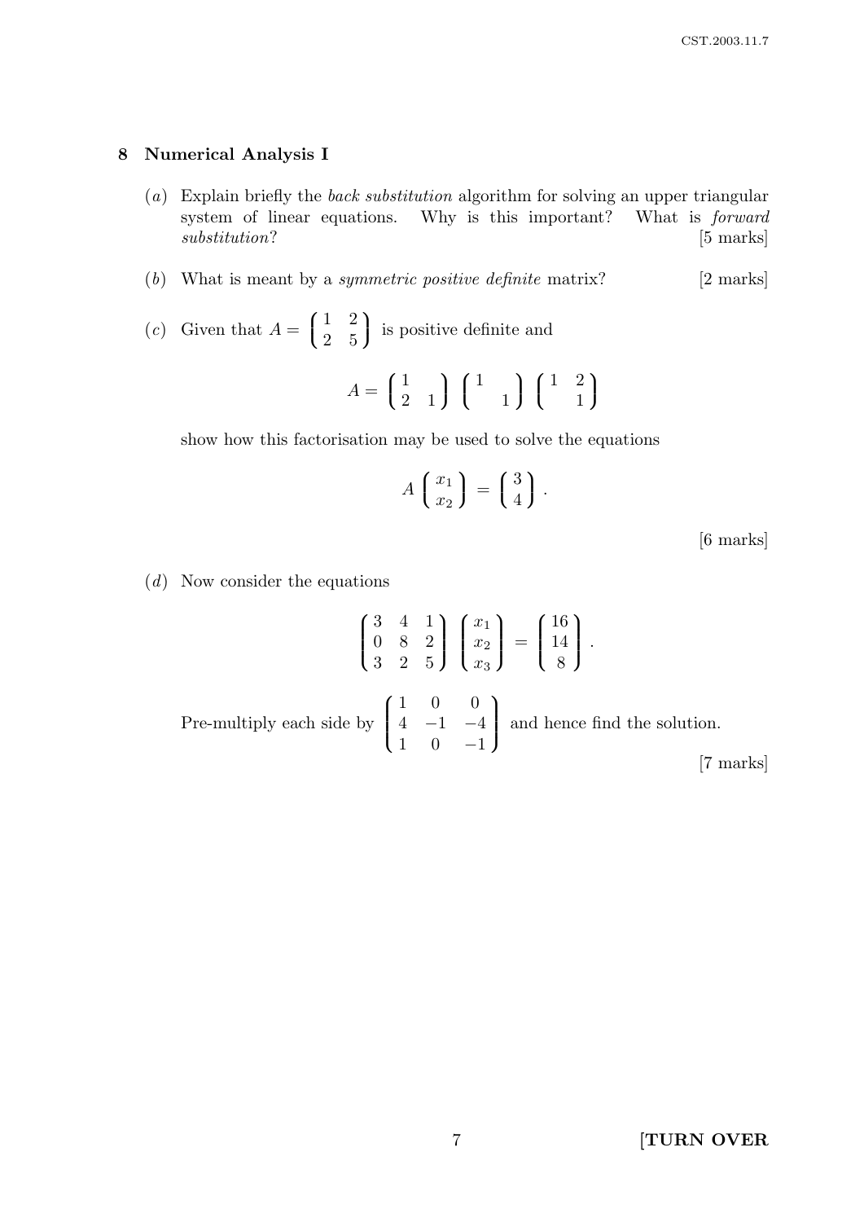## 8 Numerical Analysis I

(*a*) Explain briefly the *back substitution* algorithm for solving an upper triangular system of linear equations. Why is this important? What is *forward substitution*? [5 marks]

(*b*) What is meant by a *symmetric positive definite* matrix? [2 marks]

(*c*) Given that $A = \begin{pmatrix} 1 & 2 \\ 2 & 5 \end{pmatrix}$ is positive definite and

$$A = \begin{pmatrix} 1 & \\ 2 & 1 \end{pmatrix} \begin{pmatrix} 1 & \\ & 1 \end{pmatrix} \begin{pmatrix} 1 & 2 \\ & 1 \end{pmatrix}$$

show how this factorisation may be used to solve the equations

$$A \begin{pmatrix} x_1 \\ x_2 \end{pmatrix} = \begin{pmatrix} 3 \\ 4 \end{pmatrix}.$$

[6 marks]

(*d*) Now consider the equations

$$\begin{pmatrix} 3 & 4 & 1 \\ 0 & 8 & 2 \\ 3 & 2 & 5 \end{pmatrix} \begin{pmatrix} x_1 \\ x_2 \\ x_3 \end{pmatrix} = \begin{pmatrix} 16 \\ 14 \\ 8 \end{pmatrix}.$$

Pre-multiply each side by $\begin{pmatrix} 1 & 0 & 0 \\ 4 & -1 & -4 \\ 1 & 0 & -1 \end{pmatrix}$ and hence find the solution.

[7 marks]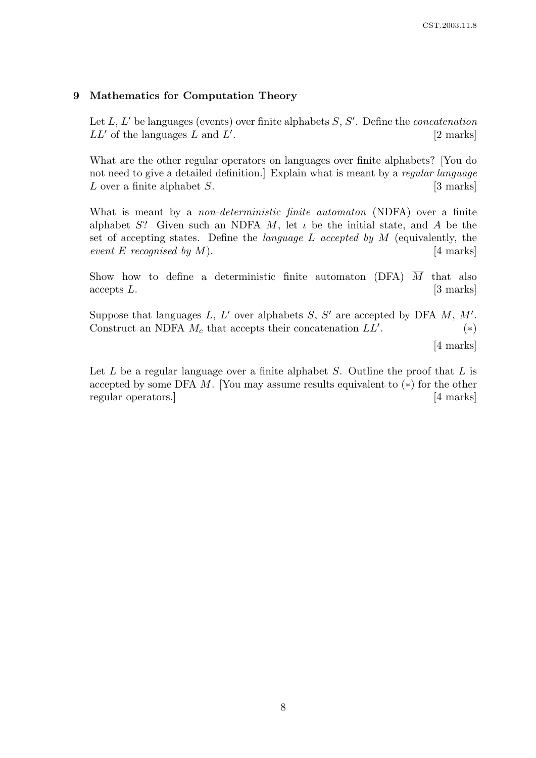## 9 Mathematics for Computation Theory

Let $L$, $L'$ be languages (events) over finite alphabets $S$, $S'$. Define the *concatenation* $LL'$ of the languages $L$ and $L'$. [2 marks]

What are the other regular operators on languages over finite alphabets? [You do not need to give a detailed definition.] Explain what is meant by a *regular language* $L$ over a finite alphabet $S$. [3 marks]

What is meant by a *non-deterministic finite automaton* (NDFA) over a finite alphabet $S$? Given such an NDFA $M$, let $\iota$ be the initial state, and $A$ be the set of accepting states. Define the *language $L$ accepted by $M$* (equivalently, the *event $E$ recognised by $M$*). [4 marks]

Show how to define a deterministic finite automaton (DFA) $\overline{M}$ that also accepts $L$. [3 marks]

Suppose that languages $L$, $L'$ over alphabets $S$, $S'$ are accepted by DFA $M$, $M'$. Construct an NDFA $M_c$ that accepts their concatenation $LL'$. $(*)$

[4 marks]

Let $L$ be a regular language over a finite alphabet $S$. Outline the proof that $L$ is accepted by some DFA $M$. [You may assume results equivalent to $(*)$ for the other regular operators.] [4 marks]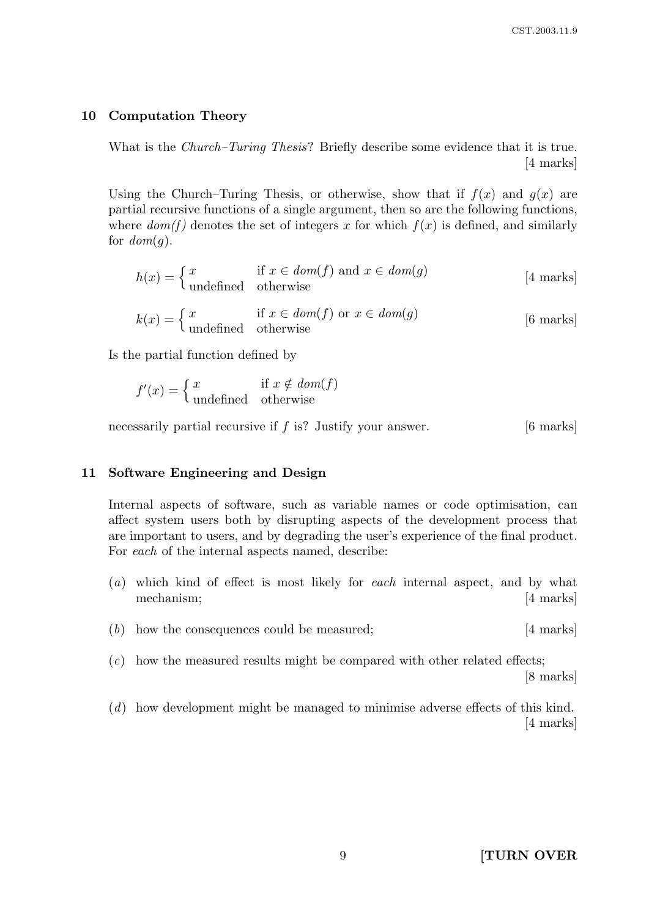## 10 Computation Theory

What is the *Church–Turing Thesis*? Briefly describe some evidence that it is true. [4 marks]

Using the Church–Turing Thesis, or otherwise, show that if $f(x)$ and $g(x)$ are partial recursive functions of a single argument, then so are the following functions, where $dom(f)$ denotes the set of integers $x$ for which $f(x)$ is defined, and similarly for $dom(g)$.

$$h(x) = \begin{cases} x & \text{if } x \in dom(f) \text{ and } x \in dom(g) \\ \text{undefined} & \text{otherwise} \end{cases}$$ [4 marks]

$$k(x) = \begin{cases} x & \text{if } x \in dom(f) \text{ or } x \in dom(g) \\ \text{undefined} & \text{otherwise} \end{cases}$$ [6 marks]

Is the partial function defined by

$$f'(x) = \begin{cases} x & \text{if } x \notin dom(f) \\ \text{undefined} & \text{otherwise} \end{cases}$$

necessarily partial recursive if $f$ is? Justify your answer. [6 marks]

## 11 Software Engineering and Design

Internal aspects of software, such as variable names or code optimisation, can affect system users both by disrupting aspects of the development process that are important to users, and by degrading the user's experience of the final product. For *each* of the internal aspects named, describe:

(*a*) which kind of effect is most likely for *each* internal aspect, and by what mechanism; [4 marks]

(*b*) how the consequences could be measured; [4 marks]

(*c*) how the measured results might be compared with other related effects; [8 marks]

(*d*) how development might be managed to minimise adverse effects of this kind. [4 marks]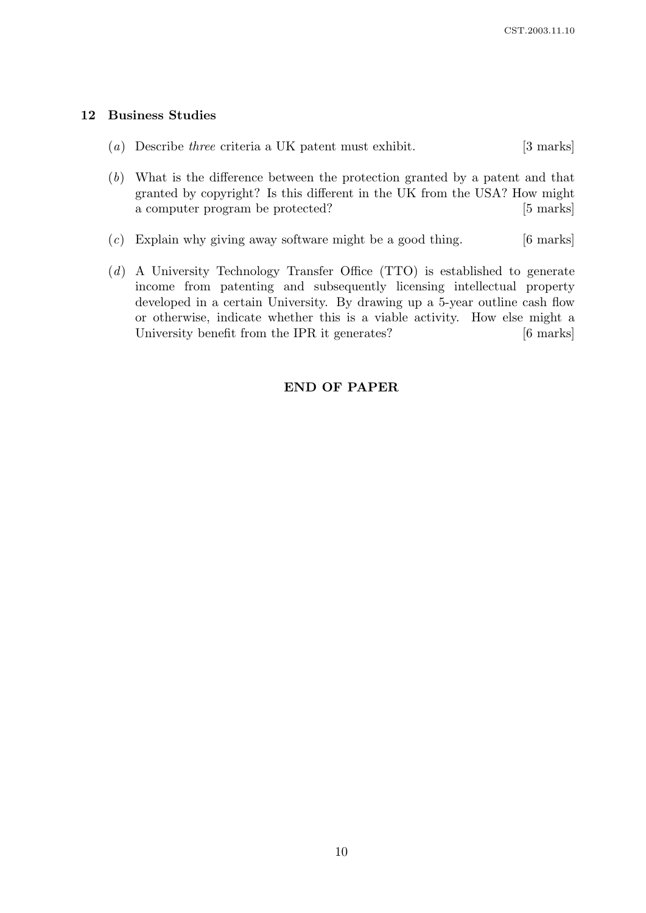## 12 Business Studies

(*a*) Describe *three* criteria a UK patent must exhibit. [3 marks]

(*b*) What is the difference between the protection granted by a patent and that granted by copyright? Is this different in the UK from the USA? How might a computer program be protected? [5 marks]

(*c*) Explain why giving away software might be a good thing. [6 marks]

(*d*) A University Technology Transfer Office (TTO) is established to generate income from patenting and subsequently licensing intellectual property developed in a certain University. By drawing up a 5-year outline cash flow or otherwise, indicate whether this is a viable activity. How else might a University benefit from the IPR it generates? [6 marks]

**END OF PAPER**